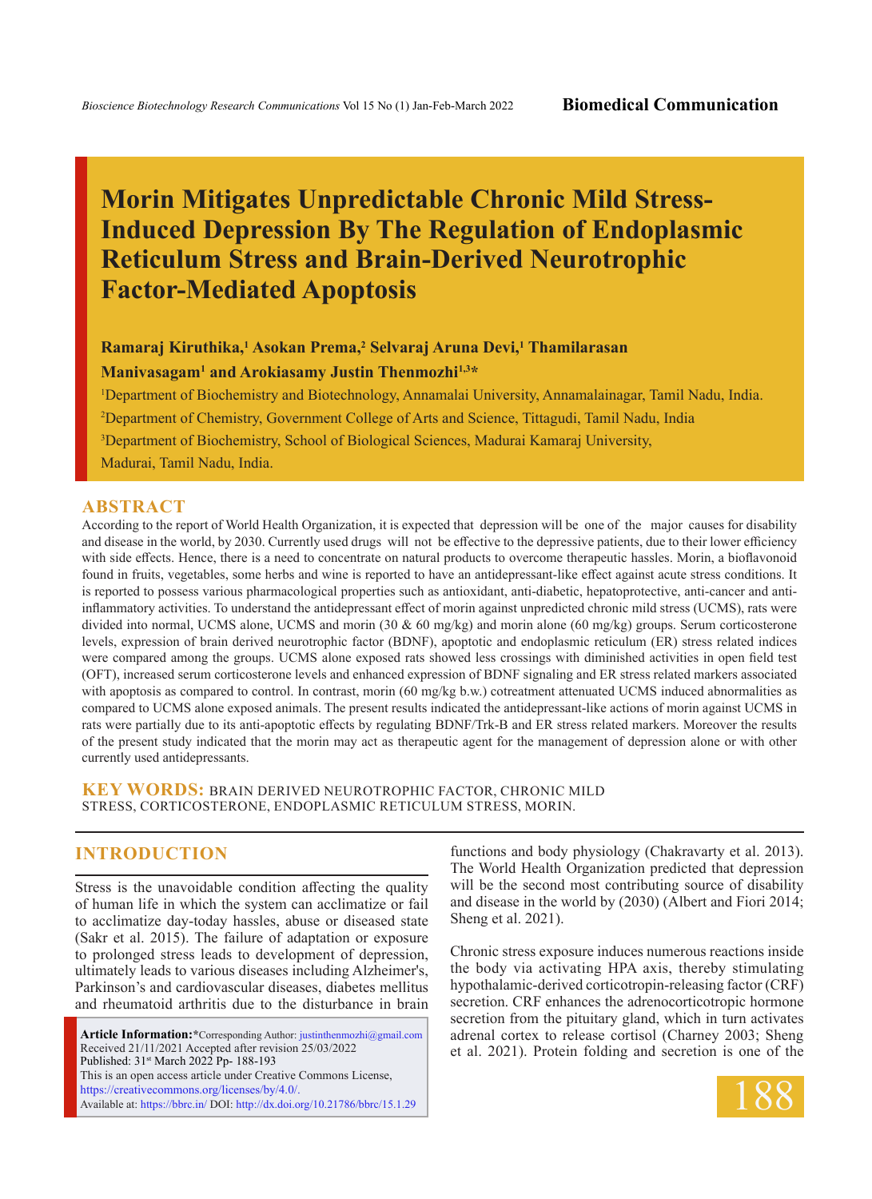Biomedical Communication

# Morin Mitigates Unpredictable Chronic Mild Stress-Induced Depression By The Regulation of Endoplasmic Reticulum Stress and Brain-Derived Neurotrophic Factor-Mediated Apoptosis

**Ramaraj Kiruthika,[1] Asokan Prema,[2] Selvaraj Aruna Devi,[1] Thamilarasan Manivasagam[1] and Arokiasamy Justin Thenmozhi[1,3]***

[1]Department of Biochemistry and Biotechnology, Annamalai University, Annamalainagar, Tamil Nadu, India.

[2]Department of Chemistry, Government College of Arts and Science, Tittagudi, Tamil Nadu, India

[3]Department of Biochemistry, School of Biological Sciences, Madurai Kamaraj University, Madurai, Tamil Nadu, India.

## ABSTRACT

According to the report of World Health Organization, it is expected that depression will be one of the major causes for disability and disease in the world, by 2030. Currently used drugs will not be effective to the depressive patients, due to their lower efficiency with side effects. Hence, there is a need to concentrate on natural products to overcome therapeutic hassles. Morin, a bioflavonoid found in fruits, vegetables, some herbs and wine is reported to have an antidepressant-like effect against acute stress conditions. It is reported to possess various pharmacological properties such as antioxidant, anti-diabetic, hepatoprotective, anti-cancer and anti-inflammatory activities. To understand the antidepressant effect of morin against unpredicted chronic mild stress (UCMS), rats were divided into normal, UCMS alone, UCMS and morin (30 & 60 mg/kg) and morin alone (60 mg/kg) groups. Serum corticosterone levels, expression of brain derived neurotrophic factor (BDNF), apoptotic and endoplasmic reticulum (ER) stress related indices were compared among the groups. UCMS alone exposed rats showed less crossings with diminished activities in open field test (OFT), increased serum corticosterone levels and enhanced expression of BDNF signaling and ER stress related markers associated with apoptosis as compared to control. In contrast, morin (60 mg/kg b.w.) cotreatment attenuated UCMS induced abnormalities as compared to UCMS alone exposed animals. The present results indicated the antidepressant-like actions of morin against UCMS in rats were partially due to its anti-apoptotic effects by regulating BDNF/Trk-B and ER stress related markers. Moreover the results of the present study indicated that the morin may act as therapeutic agent for the management of depression alone or with other currently used antidepressants.

**KEY WORDS:** BRAIN DERIVED NEUROTROPHIC FACTOR, CHRONIC MILD STRESS, CORTICOSTERONE, ENDOPLASMIC RETICULUM STRESS, MORIN.

## INTRODUCTION

Stress is the unavoidable condition affecting the quality of human life in which the system can acclimatize or fail to acclimatize day-today hassles, abuse or diseased state (Sakr et al. 2015). The failure of adaptation or exposure to prolonged stress leads to development of depression, ultimately leads to various diseases including Alzheimer's, Parkinson's and cardiovascular diseases, diabetes mellitus and rheumatoid arthritis due to the disturbance in brain functions and body physiology (Chakravarty et al. 2013). The World Health Organization predicted that depression will be the second most contributing source of disability and disease in the world by (2030) (Albert and Fiori 2014; Sheng et al. 2021).

Chronic stress exposure induces numerous reactions inside the body via activating HPA axis, thereby stimulating hypothalamic-derived corticotropin-releasing factor (CRF) secretion. CRF enhances the adrenocorticotropic hormone secretion from the pituitary gland, which in turn activates adrenal cortex to release cortisol (Charney 2003; Sheng et al. 2021). Protein folding and secretion is one of the

**Article Information:***Corresponding Author: justinthenmozhi@gmail.com
Received 21/11/2021 Accepted after revision 25/03/2022
Published: 31st March 2022 Pp- 188-193
This is an open access article under Creative Commons License, https://creativecommons.org/licenses/by/4.0/.
Available at: https://bbrc.in/ DOI: http://dx.doi.org/10.21786/bbrc/15.1.29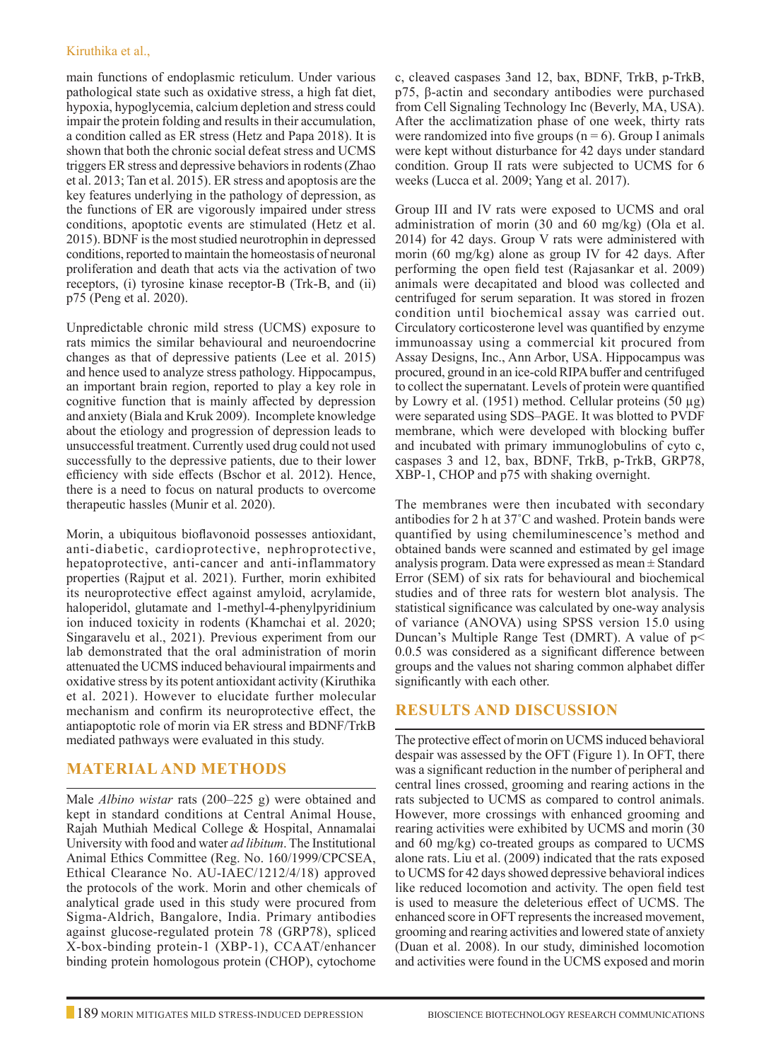main functions of endoplasmic reticulum. Under various pathological state such as oxidative stress, a high fat diet, hypoxia, hypoglycemia, calcium depletion and stress could impair the protein folding and results in their accumulation, a condition called as ER stress (Hetz and Papa 2018). It is shown that both the chronic social defeat stress and UCMS triggers ER stress and depressive behaviors in rodents (Zhao et al. 2013; Tan et al. 2015). ER stress and apoptosis are the key features underlying in the pathology of depression, as the functions of ER are vigorously impaired under stress conditions, apoptotic events are stimulated (Hetz et al. 2015). BDNF is the most studied neurotrophin in depressed conditions, reported to maintain the homeostasis of neuronal proliferation and death that acts via the activation of two receptors, (i) tyrosine kinase receptor-B (Trk-B, and (ii) p75 (Peng et al. 2020).

Unpredictable chronic mild stress (UCMS) exposure to rats mimics the similar behavioural and neuroendocrine changes as that of depressive patients (Lee et al. 2015) and hence used to analyze stress pathology. Hippocampus, an important brain region, reported to play a key role in cognitive function that is mainly affected by depression and anxiety (Biala and Kruk 2009). Incomplete knowledge about the etiology and progression of depression leads to unsuccessful treatment. Currently used drug could not used successfully to the depressive patients, due to their lower efficiency with side effects (Bschor et al. 2012). Hence, there is a need to focus on natural products to overcome therapeutic hassles (Munir et al. 2020).

Morin, a ubiquitous bioflavonoid possesses antioxidant, anti-diabetic, cardioprotective, nephroprotective, hepatoprotective, anti-cancer and anti-inflammatory properties (Rajput et al. 2021). Further, morin exhibited its neuroprotective effect against amyloid, acrylamide, haloperidol, glutamate and 1-methyl-4-phenylpyridinium ion induced toxicity in rodents (Khamchai et al. 2020; Singaravelu et al., 2021). Previous experiment from our lab demonstrated that the oral administration of morin attenuated the UCMS induced behavioural impairments and oxidative stress by its potent antioxidant activity (Kiruthika et al. 2021). However to elucidate further molecular mechanism and confirm its neuroprotective effect, the antiapoptotic role of morin via ER stress and BDNF/TrkB mediated pathways were evaluated in this study.

## MATERIAL AND METHODS

Male *Albino wistar* rats (200–225 g) were obtained and kept in standard conditions at Central Animal House, Rajah Muthiah Medical College & Hospital, Annamalai University with food and water *ad libitum*. The Institutional Animal Ethics Committee (Reg. No. 160/1999/CPCSEA, Ethical Clearance No. AU-IAEC/1212/4/18) approved the protocols of the work. Morin and other chemicals of analytical grade used in this study were procured from Sigma-Aldrich, Bangalore, India. Primary antibodies against glucose-regulated protein 78 (GRP78), spliced X-box-binding protein-1 (XBP-1), CCAAT/enhancer binding protein homologous protein (CHOP), cytochome c, cleaved caspases 3and 12, bax, BDNF, TrkB, p-TrkB, p75, β-actin and secondary antibodies were purchased from Cell Signaling Technology Inc (Beverly, MA, USA). After the acclimatization phase of one week, thirty rats were randomized into five groups (n = 6). Group I animals were kept without disturbance for 42 days under standard condition. Group II rats were subjected to UCMS for 6 weeks (Lucca et al. 2009; Yang et al. 2017).

Group III and IV rats were exposed to UCMS and oral administration of morin (30 and 60 mg/kg) (Ola et al. 2014) for 42 days. Group V rats were administered with morin (60 mg/kg) alone as group IV for 42 days. After performing the open field test (Rajasankar et al. 2009) animals were decapitated and blood was collected and centrifuged for serum separation. It was stored in frozen condition until biochemical assay was carried out. Circulatory corticosterone level was quantified by enzyme immunoassay using a commercial kit procured from Assay Designs, Inc., Ann Arbor, USA. Hippocampus was procured, ground in an ice-cold RIPA buffer and centrifuged to collect the supernatant. Levels of protein were quantified by Lowry et al. (1951) method. Cellular proteins (50 µg) were separated using SDS–PAGE. It was blotted to PVDF membrane, which were developed with blocking buffer and incubated with primary immunoglobulins of cyto c, caspases 3 and 12, bax, BDNF, TrkB, p-TrkB, GRP78, XBP-1, CHOP and p75 with shaking overnight.

The membranes were then incubated with secondary antibodies for 2 h at 37˚C and washed. Protein bands were quantified by using chemiluminescence's method and obtained bands were scanned and estimated by gel image analysis program. Data were expressed as mean ± Standard Error (SEM) of six rats for behavioural and biochemical studies and of three rats for western blot analysis. The statistical significance was calculated by one-way analysis of variance (ANOVA) using SPSS version 15.0 using Duncan's Multiple Range Test (DMRT). A value of p< 0.0.5 was considered as a significant difference between groups and the values not sharing common alphabet differ significantly with each other.

## RESULTS AND DISCUSSION

The protective effect of morin on UCMS induced behavioral despair was assessed by the OFT (Figure 1). In OFT, there was a significant reduction in the number of peripheral and central lines crossed, grooming and rearing actions in the rats subjected to UCMS as compared to control animals. However, more crossings with enhanced grooming and rearing activities were exhibited by UCMS and morin (30 and 60 mg/kg) co-treated groups as compared to UCMS alone rats. Liu et al. (2009) indicated that the rats exposed to UCMS for 42 days showed depressive behavioral indices like reduced locomotion and activity. The open field test is used to measure the deleterious effect of UCMS. The enhanced score in OFT represents the increased movement, grooming and rearing activities and lowered state of anxiety (Duan et al. 2008). In our study, diminished locomotion and activities were found in the UCMS exposed and morin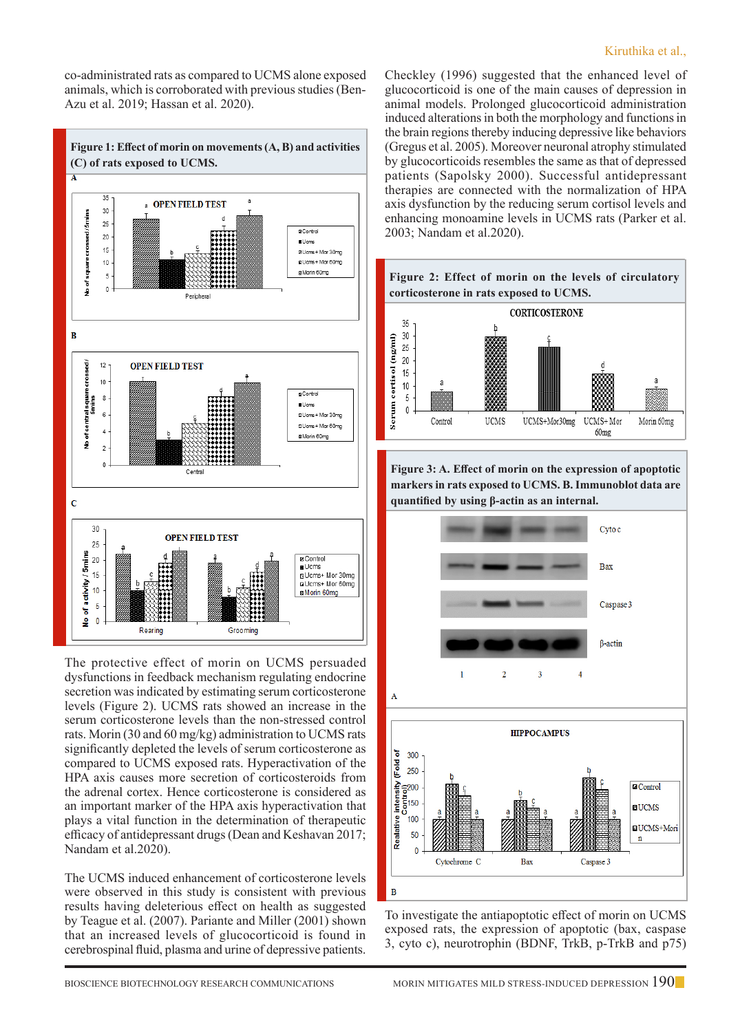co-administrated rats as compared to UCMS alone exposed animals, which is corroborated with previous studies (Ben-Azu et al. 2019; Hassan et al. 2020).

**Figure 1: Effect of morin on movements (A, B) and activities (C) of rats exposed to UCMS.**

The protective effect of morin on UCMS persuaded dysfunctions in feedback mechanism regulating endocrine secretion was indicated by estimating serum corticosterone levels (Figure 2). UCMS rats showed an increase in the serum corticosterone levels than the non-stressed control rats. Morin (30 and 60 mg/kg) administration to UCMS rats significantly depleted the levels of serum corticosterone as compared to UCMS exposed rats. Hyperactivation of the HPA axis causes more secretion of corticosteroids from the adrenal cortex. Hence corticosterone is considered as an important marker of the HPA axis hyperactivation that plays a vital function in the determination of therapeutic efficacy of antidepressant drugs (Dean and Keshavan 2017; Nandam et al.2020).

The UCMS induced enhancement of corticosterone levels were observed in this study is consistent with previous results having deleterious effect on health as suggested by Teague et al. (2007). Pariante and Miller (2001) shown that an increased levels of glucocorticoid is found in cerebrospinal fluid, plasma and urine of depressive patients.

Checkley (1996) suggested that the enhanced level of glucocorticoid is one of the main causes of depression in animal models. Prolonged glucocorticoid administration induced alterations in both the morphology and functions in the brain regions thereby inducing depressive like behaviors (Gregus et al. 2005). Moreover neuronal atrophy stimulated by glucocorticoids resembles the same as that of depressed patients (Sapolsky 2000). Successful antidepressant therapies are connected with the normalization of HPA axis dysfunction by the reducing serum cortisol levels and enhancing monoamine levels in UCMS rats (Parker et al. 2003; Nandam et al.2020).

**Figure 2: Effect of morin on the levels of circulatory corticosterone in rats exposed to UCMS.**

**Figure 3: A. Effect of morin on the expression of apoptotic markers in rats exposed to UCMS. B. Immunoblot data are quantified by using β-actin as an internal.**

To investigate the antiapoptotic effect of morin on UCMS exposed rats, the expression of apoptotic (bax, caspase 3, cyto c), neurotrophin (BDNF, TrkB, p-TrkB and p75)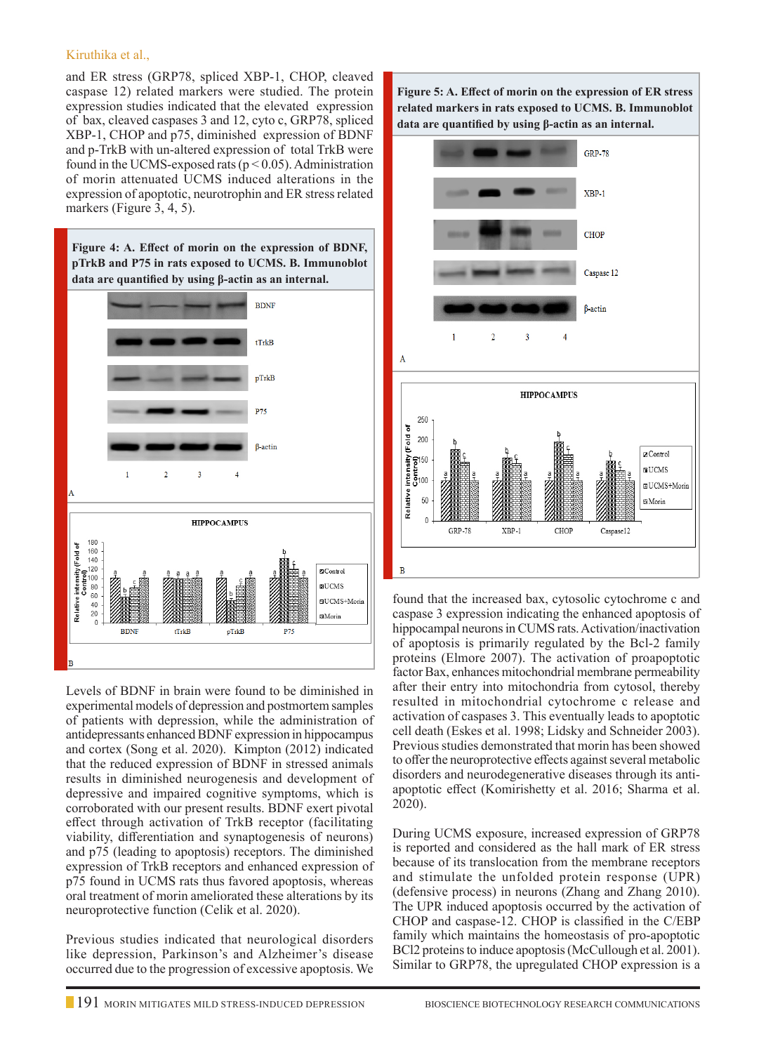and ER stress (GRP78, spliced XBP-1, CHOP, cleaved caspase 12) related markers were studied. The protein expression studies indicated that the elevated expression of bax, cleaved caspases 3 and 12, cyto c, GRP78, spliced XBP-1, CHOP and p75, diminished expression of BDNF and p-TrkB with un-altered expression of total TrkB were found in the UCMS-exposed rats ($p < 0.05$). Administration of morin attenuated UCMS induced alterations in the expression of apoptotic, neurotrophin and ER stress related markers (Figure 3, 4, 5).

**Figure 4: A. Effect of morin on the expression of BDNF, pTrkB and P75 in rats exposed to UCMS. B. Immunoblot data are quantified by using β-actin as an internal.**

**Figure 5: A. Effect of morin on the expression of ER stress related markers in rats exposed to UCMS. B. Immunoblot data are quantified by using β-actin as an internal.**

Levels of BDNF in brain were found to be diminished in experimental models of depression and postmortem samples of patients with depression, while the administration of antidepressants enhanced BDNF expression in hippocampus and cortex (Song et al. 2020). Kimpton (2012) indicated that the reduced expression of BDNF in stressed animals results in diminished neurogenesis and development of depressive and impaired cognitive symptoms, which is corroborated with our present results. BDNF exert pivotal effect through activation of TrkB receptor (facilitating viability, differentiation and synaptogenesis of neurons) and p75 (leading to apoptosis) receptors. The diminished expression of TrkB receptors and enhanced expression of p75 found in UCMS rats thus favored apoptosis, whereas oral treatment of morin ameliorated these alterations by its neuroprotective function (Celik et al. 2020).

Previous studies indicated that neurological disorders like depression, Parkinson's and Alzheimer's disease occurred due to the progression of excessive apoptosis. We found that the increased bax, cytosolic cytochrome c and caspase 3 expression indicating the enhanced apoptosis of hippocampal neurons in CUMS rats. Activation/inactivation of apoptosis is primarily regulated by the Bcl-2 family proteins (Elmore 2007). The activation of proapoptotic factor Bax, enhances mitochondrial membrane permeability after their entry into mitochondria from cytosol, thereby resulted in mitochondrial cytochrome c release and activation of caspases 3. This eventually leads to apoptotic cell death (Eskes et al. 1998; Lidsky and Schneider 2003). Previous studies demonstrated that morin has been showed to offer the neuroprotective effects against several metabolic disorders and neurodegenerative diseases through its anti-apoptotic effect (Komirishetty et al. 2016; Sharma et al. 2020).

During UCMS exposure, increased expression of GRP78 is reported and considered as the hall mark of ER stress because of its translocation from the membrane receptors and stimulate the unfolded protein response (UPR) (defensive process) in neurons (Zhang and Zhang 2010). The UPR induced apoptosis occurred by the activation of CHOP and caspase-12. CHOP is classified in the C/EBP family which maintains the homeostasis of pro-apoptotic BCl2 proteins to induce apoptosis (McCullough et al. 2001). Similar to GRP78, the upregulated CHOP expression is a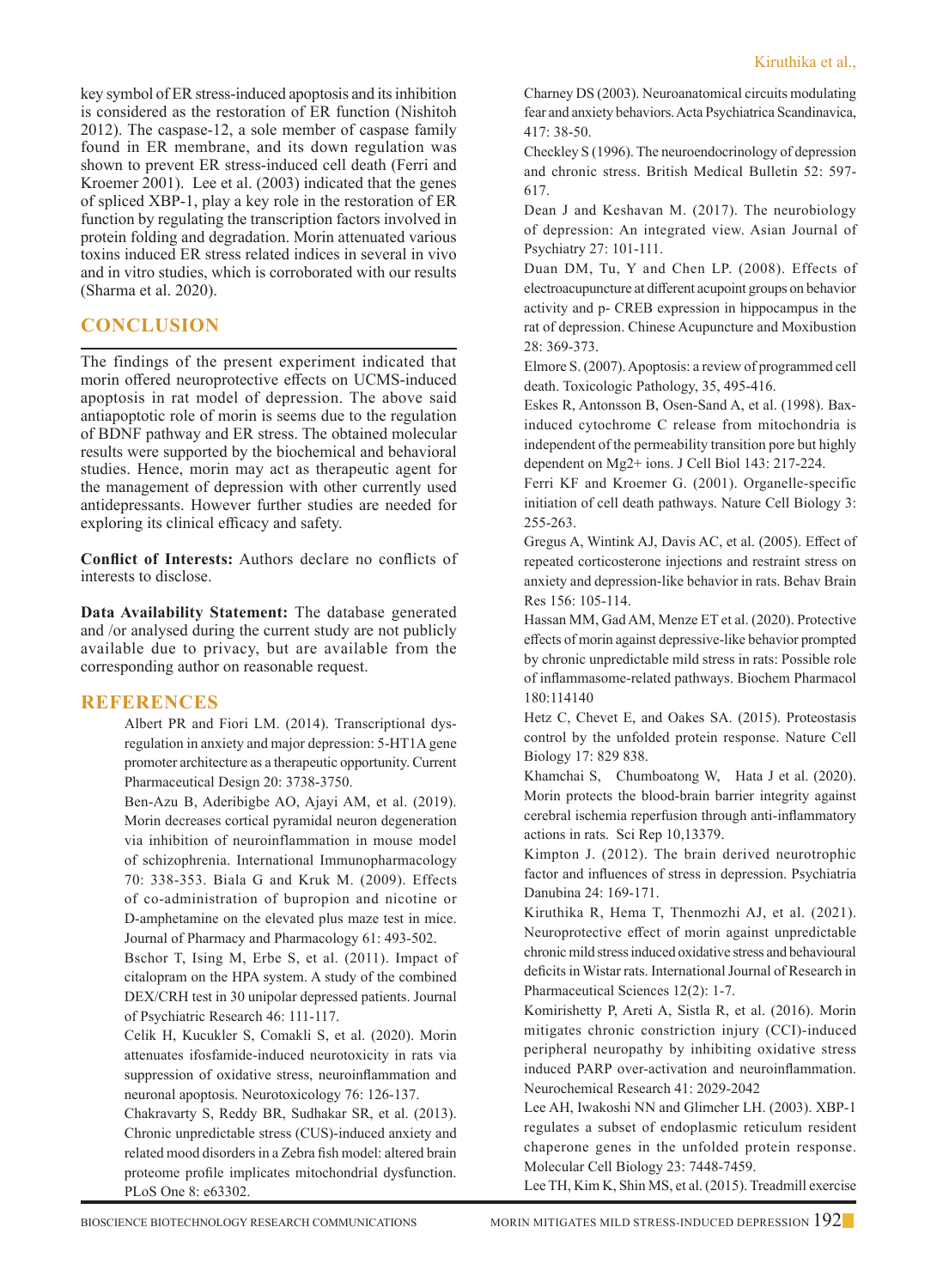key symbol of ER stress-induced apoptosis and its inhibition is considered as the restoration of ER function (Nishitoh 2012). The caspase-12, a sole member of caspase family found in ER membrane, and its down regulation was shown to prevent ER stress-induced cell death (Ferri and Kroemer 2001). Lee et al. (2003) indicated that the genes of spliced XBP-1, play a key role in the restoration of ER function by regulating the transcription factors involved in protein folding and degradation. Morin attenuated various toxins induced ER stress related indices in several in vivo and in vitro studies, which is corroborated with our results (Sharma et al. 2020).

## CONCLUSION

The findings of the present experiment indicated that morin offered neuroprotective effects on UCMS-induced apoptosis in rat model of depression. The above said antiapoptotic role of morin is seems due to the regulation of BDNF pathway and ER stress. The obtained molecular results were supported by the biochemical and behavioral studies. Hence, morin may act as therapeutic agent for the management of depression with other currently used antidepressants. However further studies are needed for exploring its clinical efficacy and safety.

**Conflict of Interests:** Authors declare no conflicts of interests to disclose.

**Data Availability Statement:** The database generated and /or analysed during the current study are not publicly available due to privacy, but are available from the corresponding author on reasonable request.

## REFERENCES

Albert PR and Fiori LM. (2014). Transcriptional dysregulation in anxiety and major depression: 5-HT1A gene promoter architecture as a therapeutic opportunity. Current Pharmaceutical Design 20: 3738-3750.

Ben-Azu B, Aderibigbe AO, Ajayi AM, et al. (2019). Morin decreases cortical pyramidal neuron degeneration via inhibition of neuroinflammation in mouse model of schizophrenia. International Immunopharmacology 70: 338-353. Biala G and Kruk M. (2009). Effects of co-administration of bupropion and nicotine or D-amphetamine on the elevated plus maze test in mice. Journal of Pharmacy and Pharmacology 61: 493-502.

Bschor T, Ising M, Erbe S, et al. (2011). Impact of citalopram on the HPA system. A study of the combined DEX/CRH test in 30 unipolar depressed patients. Journal of Psychiatric Research 46: 111-117.

Celik H, Kucukler S, Comakli S, et al. (2020). Morin attenuates ifosfamide-induced neurotoxicity in rats via suppression of oxidative stress, neuroinflammation and neuronal apoptosis. Neurotoxicology 76: 126-137.

Chakravarty S, Reddy BR, Sudhakar SR, et al. (2013). Chronic unpredictable stress (CUS)-induced anxiety and related mood disorders in a Zebra fish model: altered brain proteome profile implicates mitochondrial dysfunction. PLoS One 8: e63302.

Charney DS (2003). Neuroanatomical circuits modulating fear and anxiety behaviors. Acta Psychiatrica Scandinavica, 417: 38-50.

Checkley S (1996). The neuroendocrinology of depression and chronic stress. British Medical Bulletin 52: 597-617.

Dean J and Keshavan M. (2017). The neurobiology of depression: An integrated view. Asian Journal of Psychiatry 27: 101-111.

Duan DM, Tu, Y and Chen LP. (2008). Effects of electroacupuncture at different acupoint groups on behavior activity and p- CREB expression in hippocampus in the rat of depression. Chinese Acupuncture and Moxibustion 28: 369-373.

Elmore S. (2007). Apoptosis: a review of programmed cell death. Toxicologic Pathology, 35, 495-416.

Eskes R, Antonsson B, Osen-Sand A, et al. (1998). Bax-induced cytochrome C release from mitochondria is independent of the permeability transition pore but highly dependent on Mg2+ ions. J Cell Biol 143: 217-224.

Ferri KF and Kroemer G. (2001). Organelle-specific initiation of cell death pathways. Nature Cell Biology 3: 255-263.

Gregus A, Wintink AJ, Davis AC, et al. (2005). Effect of repeated corticosterone injections and restraint stress on anxiety and depression-like behavior in rats. Behav Brain Res 156: 105-114.

Hassan MM, Gad AM, Menze ET et al. (2020). Protective effects of morin against depressive-like behavior prompted by chronic unpredictable mild stress in rats: Possible role of inflammasome-related pathways. Biochem Pharmacol 180:114140

Hetz C, Chevet E, and Oakes SA. (2015). Proteostasis control by the unfolded protein response. Nature Cell Biology 17: 829 838.

Khamchai S, Chumboatong W, Hata J et al. (2020). Morin protects the blood-brain barrier integrity against cerebral ischemia reperfusion through anti-inflammatory actions in rats. Sci Rep 10,13379.

Kimpton J. (2012). The brain derived neurotrophic factor and influences of stress in depression. Psychiatria Danubina 24: 169-171.

Kiruthika R, Hema T, Thenmozhi AJ, et al. (2021). Neuroprotective effect of morin against unpredictable chronic mild stress induced oxidative stress and behavioural deficits in Wistar rats. International Journal of Research in Pharmaceutical Sciences 12(2): 1-7.

Komirishetty P, Areti A, Sistla R, et al. (2016). Morin mitigates chronic constriction injury (CCI)-induced peripheral neuropathy by inhibiting oxidative stress induced PARP over-activation and neuroinflammation. Neurochemical Research 41: 2029-2042

Lee AH, Iwakoshi NN and Glimcher LH. (2003). XBP-1 regulates a subset of endoplasmic reticulum resident chaperone genes in the unfolded protein response. Molecular Cell Biology 23: 7448-7459.

Lee TH, Kim K, Shin MS, et al. (2015). Treadmill exercise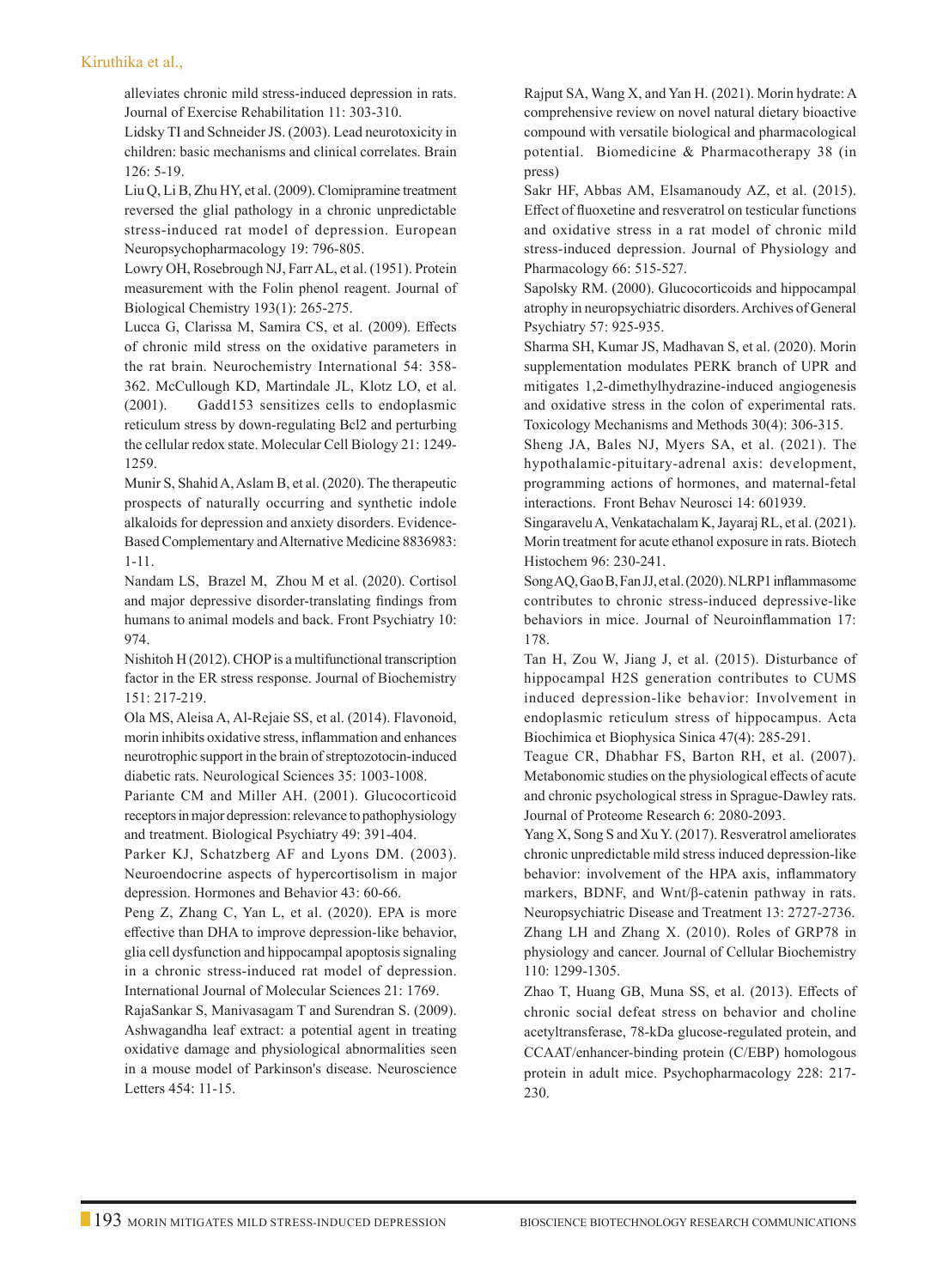alleviates chronic mild stress-induced depression in rats. Journal of Exercise Rehabilitation 11: 303-310.

Lidsky TI and Schneider JS. (2003). Lead neurotoxicity in children: basic mechanisms and clinical correlates. Brain 126: 5-19.

Liu Q, Li B, Zhu HY, et al. (2009). Clomipramine treatment reversed the glial pathology in a chronic unpredictable stress-induced rat model of depression. European Neuropsychopharmacology 19: 796-805.

Lowry OH, Rosebrough NJ, Farr AL, et al. (1951). Protein measurement with the Folin phenol reagent. Journal of Biological Chemistry 193(1): 265-275.

Lucca G, Clarissa M, Samira CS, et al. (2009). Effects of chronic mild stress on the oxidative parameters in the rat brain. Neurochemistry International 54: 358-362. McCullough KD, Martindale JL, Klotz LO, et al. (2001). Gadd153 sensitizes cells to endoplasmic reticulum stress by down-regulating Bcl2 and perturbing the cellular redox state. Molecular Cell Biology 21: 1249-1259.

Munir S, Shahid A, Aslam B, et al. (2020). The therapeutic prospects of naturally occurring and synthetic indole alkaloids for depression and anxiety disorders. Evidence-Based Complementary and Alternative Medicine 8836983: 1-11.

Nandam LS, Brazel M, Zhou M et al. (2020). Cortisol and major depressive disorder-translating findings from humans to animal models and back. Front Psychiatry 10: 974.

Nishitoh H (2012). CHOP is a multifunctional transcription factor in the ER stress response. Journal of Biochemistry 151: 217-219.

Ola MS, Aleisa A, Al-Rejaie SS, et al. (2014). Flavonoid, morin inhibits oxidative stress, inflammation and enhances neurotrophic support in the brain of streptozotocin-induced diabetic rats. Neurological Sciences 35: 1003-1008.

Pariante CM and Miller AH. (2001). Glucocorticoid receptors in major depression: relevance to pathophysiology and treatment. Biological Psychiatry 49: 391-404.

Parker KJ, Schatzberg AF and Lyons DM. (2003). Neuroendocrine aspects of hypercortisolism in major depression. Hormones and Behavior 43: 60-66.

Peng Z, Zhang C, Yan L, et al. (2020). EPA is more effective than DHA to improve depression-like behavior, glia cell dysfunction and hippocampal apoptosis signaling in a chronic stress-induced rat model of depression. International Journal of Molecular Sciences 21: 1769.

RajaSankar S, Manivasagam T and Surendran S. (2009). Ashwagandha leaf extract: a potential agent in treating oxidative damage and physiological abnormalities seen in a mouse model of Parkinson's disease. Neuroscience Letters 454: 11-15.

Rajput SA, Wang X, and Yan H. (2021). Morin hydrate: A comprehensive review on novel natural dietary bioactive compound with versatile biological and pharmacological potential. Biomedicine & Pharmacotherapy 38 (in press)

Sakr HF, Abbas AM, Elsamanoudy AZ, et al. (2015). Effect of fluoxetine and resveratrol on testicular functions and oxidative stress in a rat model of chronic mild stress-induced depression. Journal of Physiology and Pharmacology 66: 515-527.

Sapolsky RM. (2000). Glucocorticoids and hippocampal atrophy in neuropsychiatric disorders. Archives of General Psychiatry 57: 925-935.

Sharma SH, Kumar JS, Madhavan S, et al. (2020). Morin supplementation modulates PERK branch of UPR and mitigates 1,2-dimethylhydrazine-induced angiogenesis and oxidative stress in the colon of experimental rats. Toxicology Mechanisms and Methods 30(4): 306-315.

Sheng JA, Bales NJ, Myers SA, et al. (2021). The hypothalamic-pituitary-adrenal axis: development, programming actions of hormones, and maternal-fetal interactions. Front Behav Neurosci 14: 601939.

Singaravelu A, Venkatachalam K, Jayaraj RL, et al. (2021). Morin treatment for acute ethanol exposure in rats. Biotech Histochem 96: 230-241.

Song AQ, Gao B, Fan JJ, et al. (2020). NLRP1 inflammasome contributes to chronic stress-induced depressive-like behaviors in mice. Journal of Neuroinflammation 17: 178.

Tan H, Zou W, Jiang J, et al. (2015). Disturbance of hippocampal H2S generation contributes to CUMS induced depression-like behavior: Involvement in endoplasmic reticulum stress of hippocampus. Acta Biochimica et Biophysica Sinica 47(4): 285-291.

Teague CR, Dhabhar FS, Barton RH, et al. (2007). Metabonomic studies on the physiological effects of acute and chronic psychological stress in Sprague-Dawley rats. Journal of Proteome Research 6: 2080-2093.

Yang X, Song S and Xu Y. (2017). Resveratrol ameliorates chronic unpredictable mild stress induced depression-like behavior: involvement of the HPA axis, inflammatory markers, BDNF, and Wnt/β-catenin pathway in rats. Neuropsychiatric Disease and Treatment 13: 2727-2736.

Zhang LH and Zhang X. (2010). Roles of GRP78 in physiology and cancer. Journal of Cellular Biochemistry 110: 1299-1305.

Zhao T, Huang GB, Muna SS, et al. (2013). Effects of chronic social defeat stress on behavior and choline acetyltransferase, 78-kDa glucose-regulated protein, and CCAAT/enhancer-binding protein (C/EBP) homologous protein in adult mice. Psychopharmacology 228: 217-230.